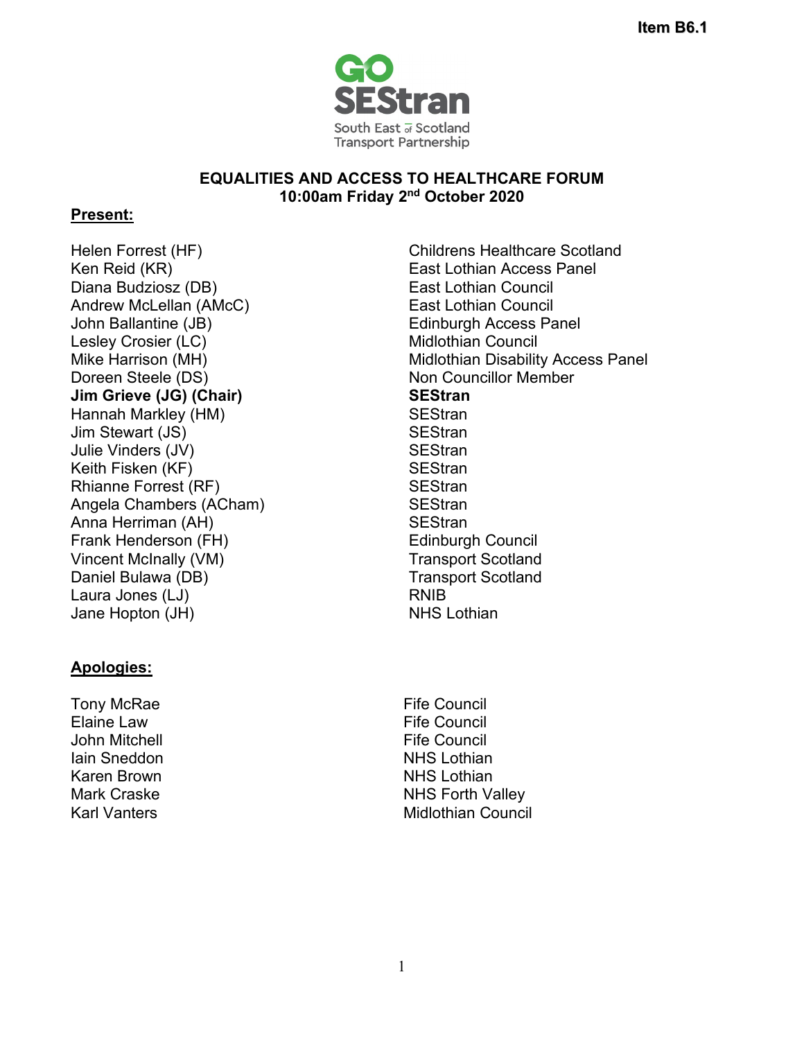Item B6.1

GO SEStran
South East of Scotland Transport Partnership

# EQUALITIES AND ACCESS TO HEALTHCARE FORUM
## 10:00am Friday 2nd October 2020

**Present:**

| | |
|---|---|
| Helen Forrest (HF) | Childrens Healthcare Scotland |
| Ken Reid (KR) | East Lothian Access Panel |
| Diana Budziosz (DB) | East Lothian Council |
| Andrew McLellan (AMcC) | East Lothian Council |
| John Ballantine (JB) | Edinburgh Access Panel |
| Lesley Crosier (LC) | Midlothian Council |
| Mike Harrison (MH) | Midlothian Disability Access Panel |
| Doreen Steele (DS) | Non Councillor Member |
| **Jim Grieve (JG) (Chair)** | **SEStran** |
| Hannah Markley (HM) | SEStran |
| Jim Stewart (JS) | SEStran |
| Julie Vinders (JV) | SEStran |
| Keith Fisken (KF) | SEStran |
| Rhianne Forrest (RF) | SEStran |
| Angela Chambers (ACham) | SEStran |
| Anna Herriman (AH) | SEStran |
| Frank Henderson (FH) | Edinburgh Council |
| Vincent McInally (VM) | Transport Scotland |
| Daniel Bulawa (DB) | Transport Scotland |
| Laura Jones (LJ) | RNIB |
| Jane Hopton (JH) | NHS Lothian |

**Apologies:**

| | |
|---|---|
| Tony McRae | Fife Council |
| Elaine Law | Fife Council |
| John Mitchell | Fife Council |
| Iain Sneddon | NHS Lothian |
| Karen Brown | NHS Lothian |
| Mark Craske | NHS Forth Valley |
| Karl Vanters | Midlothian Council |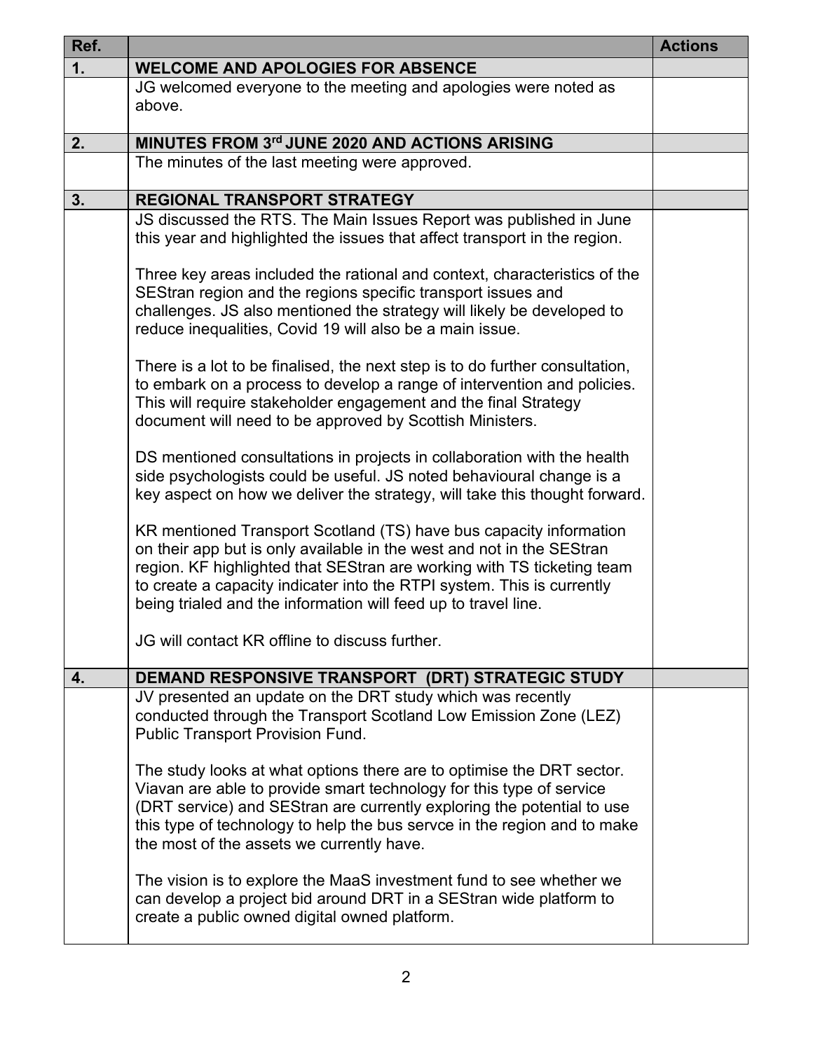| Ref. | | Actions |
|---|---|---|
| **1.** | **WELCOME AND APOLOGIES FOR ABSENCE** | |
| | JG welcomed everyone to the meeting and apologies were noted as above. | |
| **2.** | **MINUTES FROM 3rd JUNE 2020 AND ACTIONS ARISING** | |
| | The minutes of the last meeting were approved. | |
| **3.** | **REGIONAL TRANSPORT STRATEGY** | |
| | JS discussed the RTS. The Main Issues Report was published in June this year and highlighted the issues that affect transport in the region.<br><br>Three key areas included the rational and context, characteristics of the SEStran region and the regions specific transport issues and challenges. JS also mentioned the strategy will likely be developed to reduce inequalities, Covid 19 will also be a main issue.<br><br>There is a lot to be finalised, the next step is to do further consultation, to embark on a process to develop a range of intervention and policies. This will require stakeholder engagement and the final Strategy document will need to be approved by Scottish Ministers.<br><br>DS mentioned consultations in projects in collaboration with the health side psychologists could be useful. JS noted behavioural change is a key aspect on how we deliver the strategy, will take this thought forward.<br><br>KR mentioned Transport Scotland (TS) have bus capacity information on their app but is only available in the west and not in the SEStran region. KF highlighted that SEStran are working with TS ticketing team to create a capacity indicater into the RTPI system. This is currently being trialed and the information will feed up to travel line.<br><br>JG will contact KR offline to discuss further. | |
| **4.** | **DEMAND RESPONSIVE TRANSPORT (DRT) STRATEGIC STUDY** | |
| | JV presented an update on the DRT study which was recently conducted through the Transport Scotland Low Emission Zone (LEZ) Public Transport Provision Fund.<br><br>The study looks at what options there are to optimise the DRT sector. Viavan are able to provide smart technology for this type of service (DRT service) and SEStran are currently exploring the potential to use this type of technology to help the bus servce in the region and to make the most of the assets we currently have.<br><br>The vision is to explore the MaaS investment fund to see whether we can develop a project bid around DRT in a SEStran wide platform to create a public owned digital owned platform. | |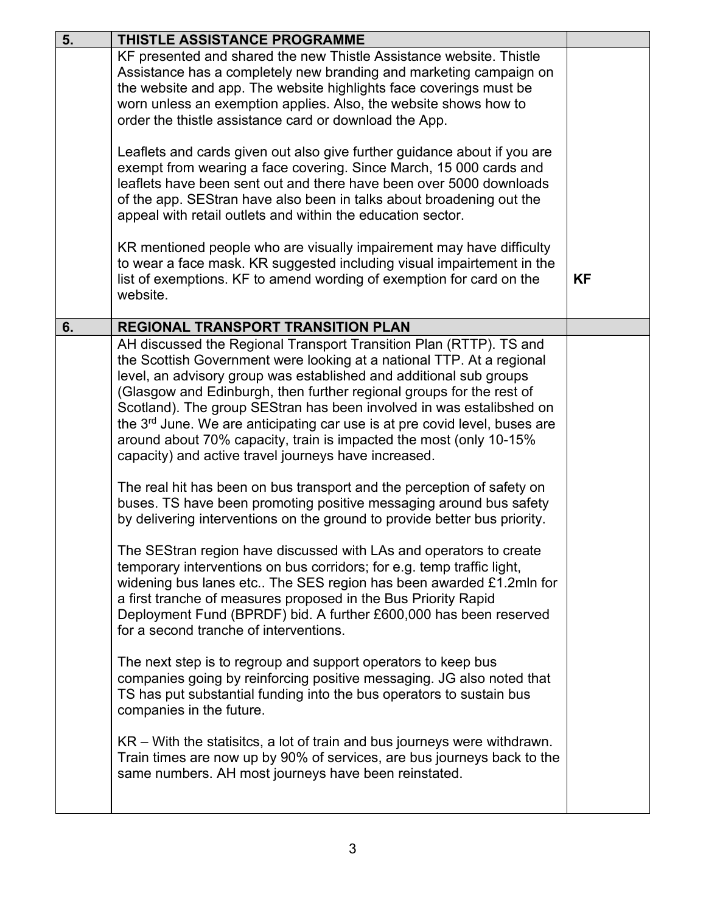| 5. | THISTLE ASSISTANCE PROGRAMME | |
|---|---|---|
| | KF presented and shared the new Thistle Assistance website. Thistle Assistance has a completely new branding and marketing campaign on the website and app. The website highlights face coverings must be worn unless an exemption applies. Also, the website shows how to order the thistle assistance card or download the App.<br><br>Leaflets and cards given out also give further guidance about if you are exempt from wearing a face covering. Since March, 15 000 cards and leaflets have been sent out and there have been over 5000 downloads of the app. SEStran have also been in talks about broadening out the appeal with retail outlets and within the education sector.<br><br>KR mentioned people who are visually impairement may have difficulty to wear a face mask. KR suggested including visual impairtement in the list of exemptions. KF to amend wording of exemption for card on the website. | **KF** |
| **6.** | **REGIONAL TRANSPORT TRANSITION PLAN** | |
| | AH discussed the Regional Transport Transition Plan (RTTP). TS and the Scottish Government were looking at a national TTP. At a regional level, an advisory group was established and additional sub groups (Glasgow and Edinburgh, then further regional groups for the rest of Scotland). The group SEStran has been involved in was estalibshed on the 3rd June. We are anticipating car use is at pre covid level, buses are around about 70% capacity, train is impacted the most (only 10-15% capacity) and active travel journeys have increased.<br><br>The real hit has been on bus transport and the perception of safety on buses. TS have been promoting positive messaging around bus safety by delivering interventions on the ground to provide better bus priority.<br><br>The SEStran region have discussed with LAs and operators to create temporary interventions on bus corridors; for e.g. temp traffic light, widening bus lanes etc.. The SES region has been awarded £1.2mln for a first tranche of measures proposed in the Bus Priority Rapid Deployment Fund (BPRDF) bid. A further £600,000 has been reserved for a second tranche of interventions.<br><br>The next step is to regroup and support operators to keep bus companies going by reinforcing positive messaging. JG also noted that TS has put substantial funding into the bus operators to sustain bus companies in the future.<br><br>KR – With the statisitcs, a lot of train and bus journeys were withdrawn. Train times are now up by 90% of services, are bus journeys back to the same numbers. AH most journeys have been reinstated. | |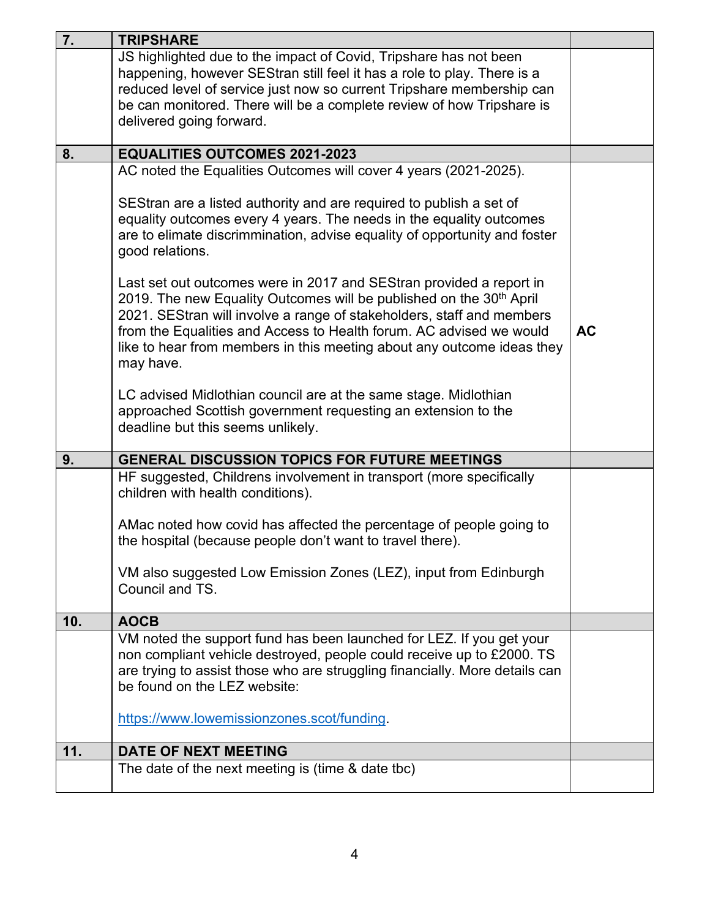| | | |
|---|---|---|
| **7.** | **TRIPSHARE** | |
| | JS highlighted due to the impact of Covid, Tripshare has not been happening, however SEStran still feel it has a role to play. There is a reduced level of service just now so current Tripshare membership can be can monitored. There will be a complete review of how Tripshare is delivered going forward. | |
| **8.** | **EQUALITIES OUTCOMES 2021-2023** | |
| | AC noted the Equalities Outcomes will cover 4 years (2021-2025).<br><br>SEStran are a listed authority and are required to publish a set of equality outcomes every 4 years. The needs in the equality outcomes are to elimate discrimmination, advise equality of opportunity and foster good relations.<br><br>Last set out outcomes were in 2017 and SEStran provided a report in 2019. The new Equality Outcomes will be published on the 30th April 2021. SEStran will involve a range of stakeholders, staff and members from the Equalities and Access to Health forum. AC advised we would like to hear from members in this meeting about any outcome ideas they may have.<br><br>LC advised Midlothian council are at the same stage. Midlothian approached Scottish government requesting an extension to the deadline but this seems unlikely. | **AC** |
| **9.** | **GENERAL DISCUSSION TOPICS FOR FUTURE MEETINGS** | |
| | HF suggested, Childrens involvement in transport (more specifically children with health conditions).<br><br>AMac noted how covid has affected the percentage of people going to the hospital (because people don't want to travel there).<br><br>VM also suggested Low Emission Zones (LEZ), input from Edinburgh Council and TS. | |
| **10.** | **AOCB** | |
| | VM noted the support fund has been launched for LEZ. If you get your non compliant vehicle destroyed, people could receive up to £2000. TS are trying to assist those who are struggling financially. More details can be found on the LEZ website:<br><br>https://www.lowemissionzones.scot/funding. | |
| **11.** | **DATE OF NEXT MEETING** | |
| | The date of the next meeting is (time & date tbc) | |